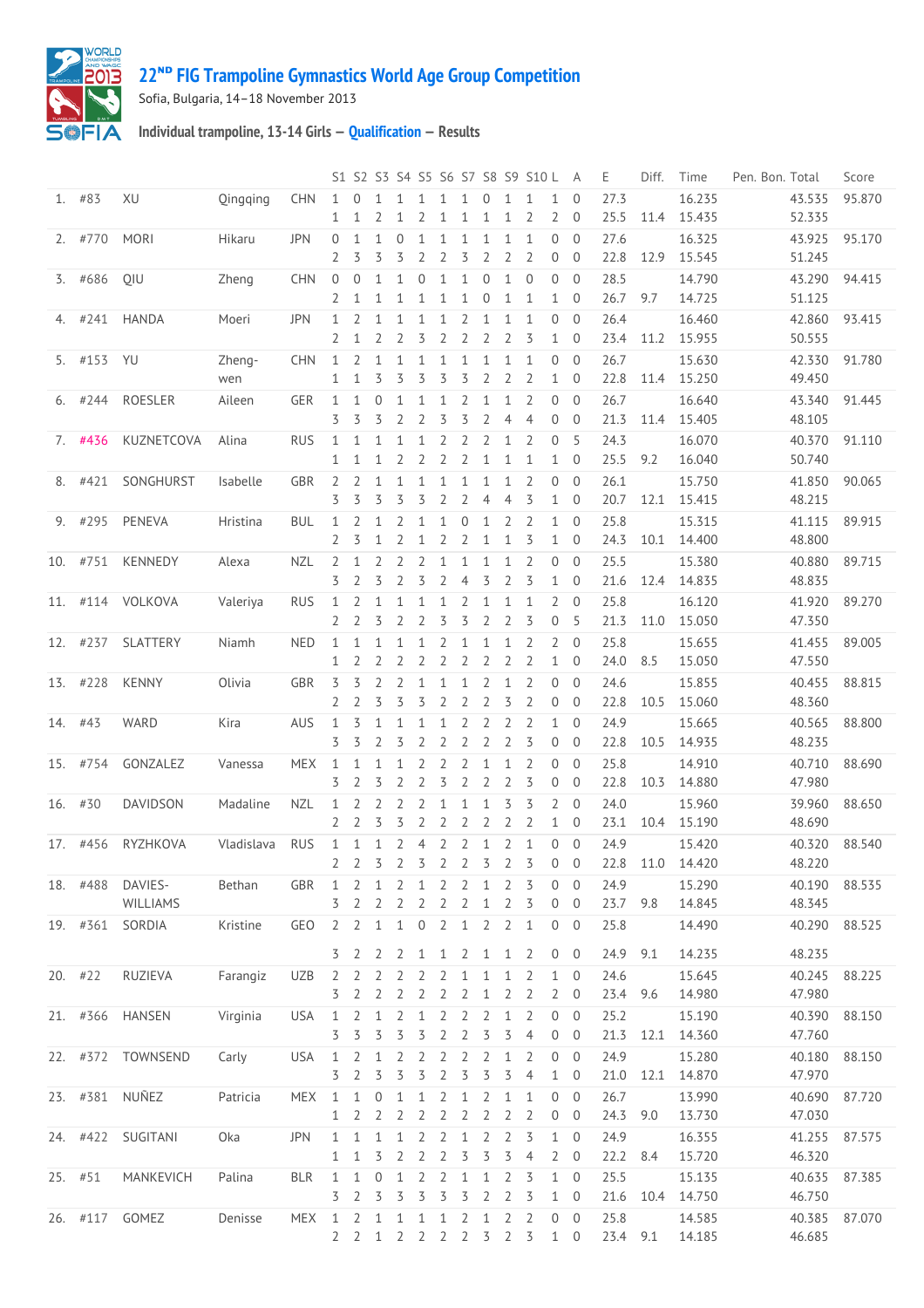# 22[ND] FIG Trampoline Gymnastics World Age Group Competition

Sofia, Bulgaria, 14–18 November 2013

### Individual trampoline, 13-14 Girls — Qualification — Results

| | | | | | S1 | S2 | S3 | S4 | S5 | S6 | S7 | S8 | S9 | S10 | L | A | E | Diff. | Time | Pen. | Bon. | Total | Score |
|---|---|---|---|---|---|---|---|---|---|---|---|---|---|---|---|---|---|---|---|---|---|---|---|
| 1. | #83 | XU | Qingqing | CHN | 1 | 0 | 1 | 1 | 1 | 1 | 1 | 0 | 1 | 1 | 1 | 0 | 27.3 | | 16.235 | | | 43.535 | 95.870 |
| | | | | | 1 | 1 | 2 | 1 | 2 | 1 | 1 | 1 | 1 | 2 | 2 | 0 | 25.5 | 11.4 | 15.435 | | | 52.335 | |
| 2. | #770 | MORI | Hikaru | JPN | 0 | 1 | 1 | 0 | 1 | 1 | 1 | 1 | 1 | 1 | 0 | 0 | 27.6 | | 16.325 | | | 43.925 | 95.170 |
| | | | | | 2 | 3 | 3 | 3 | 2 | 2 | 3 | 2 | 2 | 2 | 0 | 0 | 22.8 | 12.9 | 15.545 | | | 51.245 | |
| 3. | #686 | QIU | Zheng | CHN | 0 | 0 | 1 | 1 | 0 | 1 | 1 | 0 | 1 | 0 | 0 | 0 | 28.5 | | 14.790 | | | 43.290 | 94.415 |
| | | | | | 2 | 1 | 1 | 1 | 1 | 1 | 1 | 0 | 1 | 1 | 1 | 0 | 26.7 | 9.7 | 14.725 | | | 51.125 | |
| 4. | #241 | HANDA | Moeri | JPN | 1 | 2 | 1 | 1 | 1 | 1 | 2 | 1 | 1 | 1 | 0 | 0 | 26.4 | | 16.460 | | | 42.860 | 93.415 |
| | | | | | 2 | 1 | 2 | 2 | 3 | 2 | 2 | 2 | 2 | 3 | 1 | 0 | 23.4 | 11.2 | 15.955 | | | 50.555 | |
| 5. | #153 | YU | Zheng-wen | CHN | 1 | 2 | 1 | 1 | 1 | 1 | 1 | 1 | 1 | 1 | 0 | 0 | 26.7 | | 15.630 | | | 42.330 | 91.780 |
| | | | | | 1 | 1 | 3 | 3 | 3 | 3 | 3 | 2 | 2 | 2 | 1 | 0 | 22.8 | 11.4 | 15.250 | | | 49.450 | |
| 6. | #244 | ROESLER | Aileen | GER | 1 | 1 | 0 | 1 | 1 | 1 | 2 | 1 | 1 | 2 | 0 | 0 | 26.7 | | 16.640 | | | 43.340 | 91.445 |
| | | | | | 3 | 3 | 3 | 2 | 2 | 3 | 3 | 2 | 4 | 4 | 0 | 0 | 21.3 | 11.4 | 15.405 | | | 48.105 | |
| 7. | #436 | KUZNETCOVA | Alina | RUS | 1 | 1 | 1 | 1 | 1 | 2 | 2 | 2 | 1 | 2 | 0 | 5 | 24.3 | | 16.070 | | | 40.370 | 91.110 |
| | | | | | 1 | 1 | 1 | 2 | 2 | 2 | 2 | 1 | 1 | 1 | 1 | 0 | 25.5 | 9.2 | 16.040 | | | 50.740 | |
| 8. | #421 | SONGHURST | Isabelle | GBR | 2 | 2 | 1 | 1 | 1 | 1 | 1 | 1 | 1 | 2 | 0 | 0 | 26.1 | | 15.750 | | | 41.850 | 90.065 |
| | | | | | 3 | 3 | 3 | 3 | 3 | 2 | 2 | 4 | 4 | 3 | 1 | 0 | 20.7 | 12.1 | 15.415 | | | 48.215 | |
| 9. | #295 | PENEVA | Hristina | BUL | 1 | 2 | 1 | 2 | 1 | 1 | 0 | 1 | 2 | 2 | 1 | 0 | 25.8 | | 15.315 | | | 41.115 | 89.915 |
| | | | | | 2 | 3 | 1 | 2 | 1 | 2 | 2 | 1 | 1 | 3 | 1 | 0 | 24.3 | 10.1 | 14.400 | | | 48.800 | |
| 10. | #751 | KENNEDY | Alexa | NZL | 2 | 1 | 2 | 2 | 2 | 1 | 1 | 1 | 1 | 2 | 0 | 0 | 25.5 | | 15.380 | | | 40.880 | 89.715 |
| | | | | | 3 | 2 | 3 | 2 | 3 | 2 | 4 | 3 | 2 | 3 | 1 | 0 | 21.6 | 12.4 | 14.835 | | | 48.835 | |
| 11. | #114 | VOLKOVA | Valeriya | RUS | 1 | 2 | 1 | 1 | 1 | 1 | 2 | 1 | 1 | 1 | 2 | 0 | 25.8 | | 16.120 | | | 41.920 | 89.270 |
| | | | | | 2 | 2 | 3 | 2 | 2 | 3 | 3 | 2 | 2 | 3 | 0 | 5 | 21.3 | 11.0 | 15.050 | | | 47.350 | |
| 12. | #237 | SLATTERY | Niamh | NED | 1 | 1 | 1 | 1 | 1 | 2 | 1 | 1 | 1 | 2 | 2 | 0 | 25.8 | | 15.655 | | | 41.455 | 89.005 |
| | | | | | 1 | 2 | 2 | 2 | 2 | 2 | 2 | 2 | 2 | 2 | 1 | 0 | 24.0 | 8.5 | 15.050 | | | 47.550 | |
| 13. | #228 | KENNY | Olivia | GBR | 3 | 3 | 2 | 2 | 1 | 1 | 1 | 2 | 1 | 2 | 0 | 0 | 24.6 | | 15.855 | | | 40.455 | 88.815 |
| | | | | | 2 | 2 | 3 | 3 | 3 | 2 | 2 | 2 | 3 | 2 | 0 | 0 | 22.8 | 10.5 | 15.060 | | | 48.360 | |
| 14. | #43 | WARD | Kira | AUS | 1 | 3 | 1 | 1 | 1 | 1 | 2 | 2 | 2 | 2 | 1 | 0 | 24.9 | | 15.665 | | | 40.565 | 88.800 |
| | | | | | 3 | 3 | 2 | 3 | 2 | 2 | 2 | 2 | 2 | 3 | 0 | 0 | 22.8 | 10.5 | 14.935 | | | 48.235 | |
| 15. | #754 | GONZALEZ | Vanessa | MEX | 1 | 1 | 1 | 1 | 2 | 2 | 2 | 1 | 1 | 2 | 0 | 0 | 25.8 | | 14.910 | | | 40.710 | 88.690 |
| | | | | | 3 | 2 | 3 | 2 | 2 | 3 | 2 | 2 | 2 | 3 | 0 | 0 | 22.8 | 10.3 | 14.880 | | | 47.980 | |
| 16. | #30 | DAVIDSON | Madaline | NZL | 1 | 2 | 2 | 2 | 2 | 1 | 1 | 1 | 3 | 3 | 2 | 0 | 24.0 | | 15.960 | | | 39.960 | 88.650 |
| | | | | | 2 | 2 | 3 | 3 | 2 | 2 | 2 | 2 | 2 | 2 | 1 | 0 | 23.1 | 10.4 | 15.190 | | | 48.690 | |
| 17. | #456 | RYZHKOVA | Vladislava | RUS | 1 | 1 | 1 | 2 | 4 | 2 | 2 | 1 | 2 | 1 | 0 | 0 | 24.9 | | 15.420 | | | 40.320 | 88.540 |
| | | | | | 2 | 2 | 3 | 2 | 3 | 2 | 2 | 3 | 2 | 3 | 0 | 0 | 22.8 | 11.0 | 14.420 | | | 48.220 | |
| 18. | #488 | DAVIES-WILLIAMS | Bethan | GBR | 1 | 2 | 1 | 2 | 1 | 2 | 2 | 1 | 2 | 3 | 0 | 0 | 24.9 | | 15.290 | | | 40.190 | 88.535 |
| | | | | | 3 | 2 | 2 | 2 | 2 | 2 | 2 | 1 | 2 | 3 | 0 | 0 | 23.7 | 9.8 | 14.845 | | | 48.345 | |
| 19. | #361 | SORDIA | Kristine | GEO | 2 | 2 | 1 | 1 | 0 | 2 | 1 | 2 | 2 | 1 | 0 | 0 | 25.8 | | 14.490 | | | 40.290 | 88.525 |
| | | | | | 3 | 2 | 2 | 2 | 1 | 1 | 2 | 1 | 1 | 2 | 0 | 0 | 24.9 | 9.1 | 14.235 | | | 48.235 | |
| 20. | #22 | RUZIEVA | Farangiz | UZB | 2 | 2 | 2 | 2 | 2 | 2 | 1 | 1 | 1 | 2 | 1 | 0 | 24.6 | | 15.645 | | | 40.245 | 88.225 |
| | | | | | 3 | 2 | 2 | 2 | 2 | 2 | 2 | 1 | 2 | 2 | 2 | 0 | 23.4 | 9.6 | 14.980 | | | 47.980 | |
| 21. | #366 | HANSEN | Virginia | USA | 1 | 2 | 1 | 2 | 1 | 2 | 2 | 2 | 1 | 2 | 0 | 0 | 25.2 | | 15.190 | | | 40.390 | 88.150 |
| | | | | | 3 | 3 | 3 | 3 | 3 | 2 | 2 | 3 | 3 | 4 | 0 | 0 | 21.3 | 12.1 | 14.360 | | | 47.760 | |
| 22. | #372 | TOWNSEND | Carly | USA | 1 | 2 | 1 | 2 | 2 | 2 | 2 | 2 | 1 | 2 | 0 | 0 | 24.9 | | 15.280 | | | 40.180 | 88.150 |
| | | | | | 3 | 2 | 3 | 3 | 3 | 2 | 3 | 3 | 3 | 4 | 1 | 0 | 21.0 | 12.1 | 14.870 | | | 47.970 | |
| 23. | #381 | NUÑEZ | Patricia | MEX | 1 | 1 | 0 | 1 | 1 | 2 | 1 | 2 | 1 | 1 | 0 | 0 | 26.7 | | 13.990 | | | 40.690 | 87.720 |
| | | | | | 1 | 2 | 2 | 2 | 2 | 2 | 2 | 2 | 2 | 2 | 0 | 0 | 24.3 | 9.0 | 13.730 | | | 47.030 | |
| 24. | #422 | SUGITANI | Oka | JPN | 1 | 1 | 1 | 1 | 2 | 2 | 1 | 2 | 2 | 3 | 1 | 0 | 24.9 | | 16.355 | | | 41.255 | 87.575 |
| | | | | | 1 | 1 | 3 | 2 | 2 | 2 | 3 | 3 | 3 | 4 | 2 | 0 | 22.2 | 8.4 | 15.720 | | | 46.320 | |
| 25. | #51 | MANKEVICH | Palina | BLR | 1 | 1 | 0 | 1 | 2 | 2 | 1 | 1 | 2 | 3 | 1 | 0 | 25.5 | | 15.135 | | | 40.635 | 87.385 |
| | | | | | 3 | 2 | 3 | 3 | 3 | 3 | 3 | 2 | 2 | 3 | 1 | 0 | 21.6 | 10.4 | 14.750 | | | 46.750 | |
| 26. | #117 | GOMEZ | Denisse | MEX | 1 | 2 | 1 | 1 | 1 | 1 | 2 | 1 | 2 | 2 | 0 | 0 | 25.8 | | 14.585 | | | 40.385 | 87.070 |
| | | | | | 2 | 2 | 1 | 2 | 2 | 2 | 2 | 3 | 2 | 3 | 1 | 0 | 23.4 | 9.1 | 14.185 | | | 46.685 | |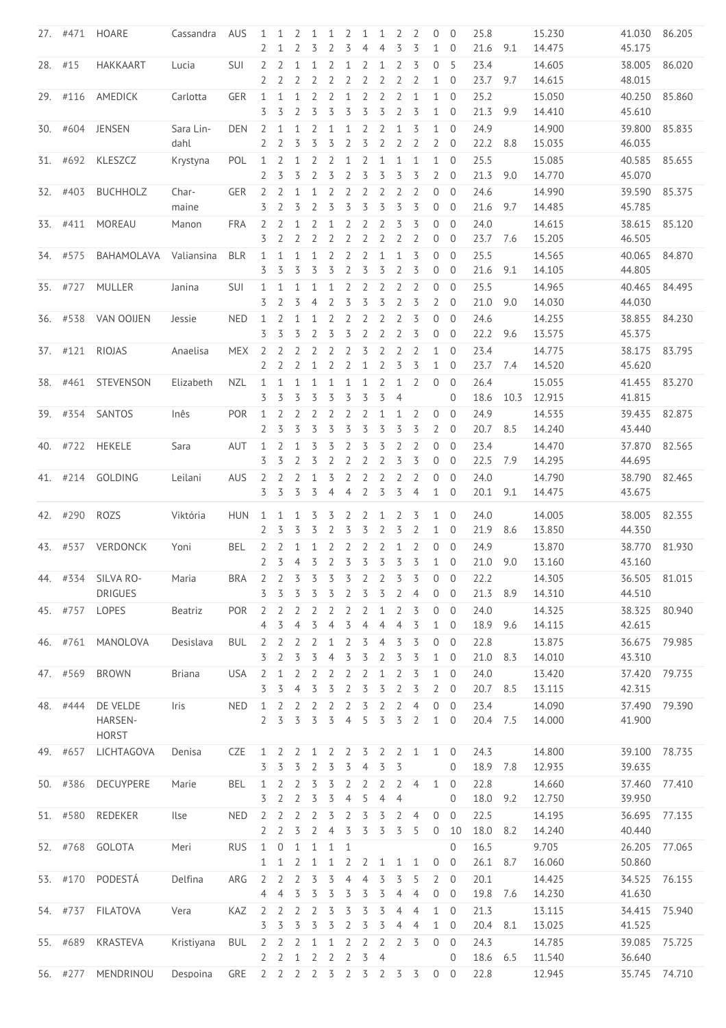| | | | | | | | | | | | | | | | | | | | | | |
|---|---|---|---|---|---|---|---|---|---|---|---|---|---|---|---|---|---|---|---|---|---|
| 27. | #471 | HOARE | Cassandra | AUS | 1 | 1 | 2 | 1 | 1 | 2 | 1 | 1 | 2 | 2 | 0 | 0 | 25.8 | | 15.230 | 41.030 | 86.205 |
| | | | | | 2 | 1 | 2 | 3 | 2 | 3 | 4 | 4 | 3 | 3 | 1 | 0 | 21.6 | 9.1 | 14.475 | 45.175 | |
| 28. | #15 | HAKKAART | Lucia | SUI | 2 | 2 | 1 | 1 | 2 | 1 | 2 | 1 | 2 | 3 | 0 | 5 | 23.4 | | 14.605 | 38.005 | 86.020 |
| | | | | | 2 | 2 | 2 | 2 | 2 | 2 | 2 | 2 | 2 | 2 | 1 | 0 | 23.7 | 9.7 | 14.615 | 48.015 | |
| 29. | #116 | AMEDICK | Carlotta | GER | 1 | 1 | 1 | 2 | 2 | 1 | 2 | 2 | 2 | 1 | 1 | 0 | 25.2 | | 15.050 | 40.250 | 85.860 |
| | | | | | 3 | 3 | 2 | 3 | 3 | 3 | 3 | 3 | 2 | 3 | 1 | 0 | 21.3 | 9.9 | 14.410 | 45.610 | |
| 30. | #604 | JENSEN | Sara Lindahl | DEN | 2 | 1 | 1 | 2 | 1 | 1 | 2 | 2 | 1 | 3 | 1 | 0 | 24.9 | | 14.900 | 39.800 | 85.835 |
| | | | | | 2 | 2 | 3 | 3 | 3 | 2 | 3 | 2 | 2 | 2 | 2 | 0 | 22.2 | 8.8 | 15.035 | 46.035 | |
| 31. | #692 | KLESZCZ | Krystyna | POL | 1 | 2 | 1 | 2 | 2 | 1 | 2 | 1 | 1 | 1 | 1 | 0 | 25.5 | | 15.085 | 40.585 | 85.655 |
| | | | | | 2 | 3 | 3 | 2 | 3 | 2 | 3 | 3 | 3 | 3 | 2 | 0 | 21.3 | 9.0 | 14.770 | 45.070 | |
| 32. | #403 | BUCHHOLZ | Charmaine | GER | 2 | 2 | 1 | 1 | 2 | 2 | 2 | 2 | 2 | 2 | 0 | 0 | 24.6 | | 14.990 | 39.590 | 85.375 |
| | | | | | 3 | 2 | 3 | 2 | 3 | 3 | 3 | 3 | 3 | 3 | 0 | 0 | 21.6 | 9.7 | 14.485 | 45.785 | |
| 33. | #411 | MOREAU | Manon | FRA | 2 | 2 | 1 | 2 | 1 | 2 | 2 | 2 | 3 | 3 | 0 | 0 | 24.0 | | 14.615 | 38.615 | 85.120 |
| | | | | | 3 | 2 | 2 | 2 | 2 | 2 | 2 | 2 | 2 | 2 | 0 | 0 | 23.7 | 7.6 | 15.205 | 46.505 | |
| 34. | #575 | BAHAMOLAVA | Valiansina | BLR | 1 | 1 | 1 | 1 | 2 | 2 | 2 | 1 | 1 | 3 | 0 | 0 | 25.5 | | 14.565 | 40.065 | 84.870 |
| | | | | | 3 | 3 | 3 | 3 | 3 | 2 | 3 | 3 | 2 | 3 | 0 | 0 | 21.6 | 9.1 | 14.105 | 44.805 | |
| 35. | #727 | MULLER | Janina | SUI | 1 | 1 | 1 | 1 | 1 | 2 | 2 | 2 | 2 | 2 | 0 | 0 | 25.5 | | 14.965 | 40.465 | 84.495 |
| | | | | | 3 | 2 | 3 | 4 | 2 | 3 | 3 | 3 | 2 | 3 | 2 | 0 | 21.0 | 9.0 | 14.030 | 44.030 | |
| 36. | #538 | VAN OOIJEN | Jessie | NED | 1 | 2 | 1 | 1 | 2 | 2 | 2 | 2 | 2 | 3 | 0 | 0 | 24.6 | | 14.255 | 38.855 | 84.230 |
| | | | | | 3 | 3 | 3 | 2 | 3 | 3 | 2 | 2 | 2 | 3 | 0 | 0 | 22.2 | 9.6 | 13.575 | 45.375 | |
| 37. | #121 | RIOJAS | Anaelisa | MEX | 2 | 2 | 2 | 2 | 2 | 2 | 3 | 2 | 2 | 2 | 1 | 0 | 23.4 | | 14.775 | 38.175 | 83.795 |
| | | | | | 2 | 2 | 2 | 1 | 2 | 2 | 1 | 2 | 3 | 3 | 1 | 0 | 23.7 | 7.4 | 14.520 | 45.620 | |
| 38. | #461 | STEVENSON | Elizabeth | NZL | 1 | 1 | 1 | 1 | 1 | 1 | 1 | 2 | 1 | 2 | 0 | 0 | 26.4 | | 15.055 | 41.455 | 83.270 |
| | | | | | 3 | 3 | 3 | 3 | 3 | 3 | 3 | 3 | 4 | | | 0 | 18.6 | 10.3 | 12.915 | 41.815 | |
| 39. | #354 | SANTOS | Inês | POR | 1 | 2 | 2 | 2 | 2 | 2 | 2 | 1 | 1 | 2 | 0 | 0 | 24.9 | | 14.535 | 39.435 | 82.875 |
| | | | | | 2 | 3 | 3 | 3 | 3 | 3 | 3 | 3 | 3 | 3 | 2 | 0 | 20.7 | 8.5 | 14.240 | 43.440 | |
| 40. | #722 | HEKELE | Sara | AUT | 1 | 2 | 1 | 3 | 3 | 2 | 3 | 3 | 2 | 2 | 0 | 0 | 23.4 | | 14.470 | 37.870 | 82.565 |
| | | | | | 3 | 3 | 2 | 3 | 2 | 2 | 2 | 2 | 3 | 3 | 0 | 0 | 22.5 | 7.9 | 14.295 | 44.695 | |
| 41. | #214 | GOLDING | Leilani | AUS | 2 | 2 | 2 | 1 | 3 | 2 | 2 | 2 | 2 | 2 | 0 | 0 | 24.0 | | 14.790 | 38.790 | 82.465 |
| | | | | | 3 | 3 | 3 | 3 | 4 | 4 | 2 | 3 | 3 | 4 | 1 | 0 | 20.1 | 9.1 | 14.475 | 43.675 | |
| 42. | #290 | ROZS | Viktória | HUN | 1 | 1 | 1 | 3 | 3 | 2 | 2 | 1 | 2 | 3 | 1 | 0 | 24.0 | | 14.005 | 38.005 | 82.355 |
| | | | | | 2 | 3 | 3 | 3 | 2 | 3 | 3 | 2 | 3 | 2 | 1 | 0 | 21.9 | 8.6 | 13.850 | 44.350 | |
| 43. | #537 | VERDONCK | Yoni | BEL | 2 | 2 | 1 | 1 | 2 | 2 | 2 | 2 | 1 | 2 | 0 | 0 | 24.9 | | 13.870 | 38.770 | 81.930 |
| | | | | | 2 | 3 | 4 | 3 | 2 | 3 | 3 | 3 | 3 | 3 | 1 | 0 | 21.0 | 9.0 | 13.160 | 43.160 | |
| 44. | #334 | SILVA RODRIGUES | Maria | BRA | 2 | 2 | 3 | 3 | 3 | 3 | 2 | 2 | 3 | 3 | 0 | 0 | 22.2 | | 14.305 | 36.505 | 81.015 |
| | | | | | 3 | 3 | 3 | 3 | 3 | 2 | 3 | 3 | 2 | 4 | 0 | 0 | 21.3 | 8.9 | 14.310 | 44.510 | |
| 45. | #757 | LOPES | Beatriz | POR | 2 | 2 | 2 | 2 | 2 | 2 | 2 | 1 | 2 | 3 | 0 | 0 | 24.0 | | 14.325 | 38.325 | 80.940 |
| | | | | | 4 | 3 | 4 | 3 | 4 | 3 | 4 | 4 | 4 | 3 | 1 | 0 | 18.9 | 9.6 | 14.115 | 42.615 | |
| 46. | #761 | MANOLOVA | Desislava | BUL | 2 | 2 | 2 | 2 | 1 | 2 | 3 | 4 | 3 | 3 | 0 | 0 | 22.8 | | 13.875 | 36.675 | 79.985 |
| | | | | | 3 | 2 | 3 | 3 | 4 | 3 | 3 | 2 | 3 | 3 | 1 | 0 | 21.0 | 8.3 | 14.010 | 43.310 | |
| 47. | #569 | BROWN | Briana | USA | 2 | 1 | 2 | 2 | 2 | 2 | 2 | 1 | 2 | 3 | 1 | 0 | 24.0 | | 13.420 | 37.420 | 79.735 |
| | | | | | 3 | 3 | 4 | 3 | 3 | 2 | 3 | 3 | 2 | 3 | 2 | 0 | 20.7 | 8.5 | 13.115 | 42.315 | |
| 48. | #444 | DE VELDE HARSENHORST | Iris | NED | 1 | 2 | 2 | 2 | 2 | 2 | 3 | 2 | 2 | 4 | 0 | 0 | 23.4 | | 14.090 | 37.490 | 79.390 |
| | | | | | 2 | 3 | 3 | 3 | 3 | 4 | 5 | 3 | 3 | 2 | 1 | 0 | 20.4 | 7.5 | 14.000 | 41.900 | |
| 49. | #657 | LICHTAGOVA | Denisa | CZE | 1 | 2 | 2 | 1 | 2 | 2 | 3 | 2 | 2 | 1 | 1 | 0 | 24.3 | | 14.800 | 39.100 | 78.735 |
| | | | | | 3 | 3 | 3 | 2 | 3 | 3 | 4 | 3 | 3 | | | 0 | 18.9 | 7.8 | 12.935 | 39.635 | |
| 50. | #386 | DECUYPERE | Marie | BEL | 1 | 2 | 2 | 3 | 3 | 2 | 2 | 2 | 2 | 4 | 1 | 0 | 22.8 | | 14.660 | 37.460 | 77.410 |
| | | | | | 3 | 2 | 2 | 3 | 3 | 4 | 5 | 4 | 4 | | | 0 | 18.0 | 9.2 | 12.750 | 39.950 | |
| 51. | #580 | REDEKER | Ilse | NED | 2 | 2 | 2 | 2 | 3 | 2 | 3 | 3 | 2 | 4 | 0 | 0 | 22.5 | | 14.195 | 36.695 | 77.135 |
| | | | | | 2 | 2 | 3 | 2 | 4 | 3 | 3 | 3 | 3 | 5 | 0 | 10 | 18.0 | 8.2 | 14.240 | 40.440 | |
| 52. | #768 | GOLOTA | Meri | RUS | 1 | 0 | 1 | 1 | 1 | 1 | | | | | | 0 | 16.5 | | 9.705 | 26.205 | 77.065 |
| | | | | | 1 | 1 | 2 | 1 | 1 | 2 | 2 | 1 | 1 | 1 | 0 | 0 | 26.1 | 8.7 | 16.060 | 50.860 | |
| 53. | #170 | PODESTÁ | Delfina | ARG | 2 | 2 | 2 | 3 | 3 | 4 | 4 | 3 | 3 | 5 | 2 | 0 | 20.1 | | 14.425 | 34.525 | 76.155 |
| | | | | | 4 | 4 | 3 | 3 | 3 | 3 | 3 | 3 | 4 | 4 | 0 | 0 | 19.8 | 7.6 | 14.230 | 41.630 | |
| 54. | #737 | FILATOVA | Vera | KAZ | 2 | 2 | 2 | 2 | 3 | 3 | 3 | 3 | 4 | 4 | 1 | 0 | 21.3 | | 13.115 | 34.415 | 75.940 |
| | | | | | 3 | 3 | 3 | 3 | 3 | 2 | 3 | 3 | 4 | 4 | 1 | 0 | 20.4 | 8.1 | 13.025 | 41.525 | |
| 55. | #689 | KRASTEVA | Kristiyana | BUL | 2 | 2 | 2 | 1 | 1 | 2 | 2 | 2 | 2 | 3 | 0 | 0 | 24.3 | | 14.785 | 39.085 | 75.725 |
| | | | | | 2 | 2 | 1 | 2 | 2 | 2 | 3 | 4 | | | | 0 | 18.6 | 6.5 | 11.540 | 36.640 | |
| 56. | #277 | MENDRINOU | Despoina | GRE | 2 | 2 | 2 | 2 | 3 | 2 | 3 | 2 | 3 | 3 | 0 | 0 | 22.8 | | 12.945 | 35.745 | 74.710 |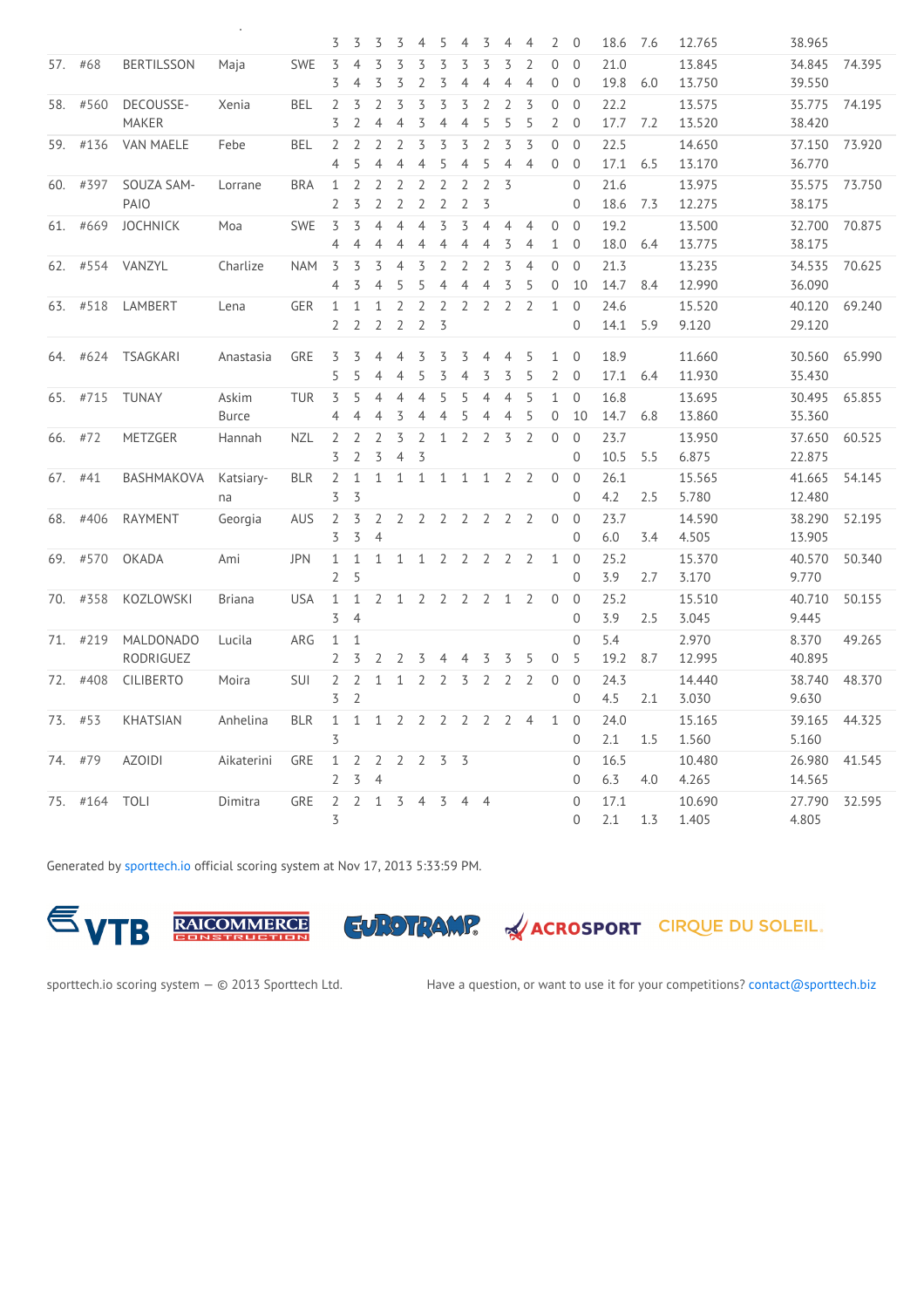| | | | | | | | | | | | | | | | | | | | | | |
|---|---|---|---|---|---|---|---|---|---|---|---|---|---|---|---|---|---|---|---|---|---|
| | | | | | 3 | 3 | 3 | 3 | 4 | 5 | 4 | 3 | 4 | 4 | 2 | 0 | 18.6 | 7.6 | 12.765 | 38.965 | |
| 57. | #68 | BERTILSSON | Maja | SWE | 3 | 4 | 3 | 3 | 3 | 3 | 3 | 3 | 3 | 2 | 0 | 0 | 21.0 | | 13.845 | 34.845 | 74.395 |
| | | | | | 3 | 4 | 3 | 3 | 2 | 3 | 4 | 4 | 4 | 4 | 0 | 0 | 19.8 | 6.0 | 13.750 | 39.550 | |
| 58. | #560 | DECOUSSE-MAKER | Xenia | BEL | 2 | 3 | 2 | 3 | 3 | 3 | 3 | 2 | 2 | 3 | 0 | 0 | 22.2 | | 13.575 | 35.775 | 74.195 |
| | | | | | 3 | 2 | 4 | 4 | 3 | 4 | 4 | 5 | 5 | 5 | 2 | 0 | 17.7 | 7.2 | 13.520 | 38.420 | |
| 59. | #136 | VAN MAELE | Febe | BEL | 2 | 2 | 2 | 2 | 3 | 3 | 3 | 2 | 3 | 3 | 0 | 0 | 22.5 | | 14.650 | 37.150 | 73.920 |
| | | | | | 4 | 5 | 4 | 4 | 4 | 5 | 4 | 5 | 4 | 4 | 0 | 0 | 17.1 | 6.5 | 13.170 | 36.770 | |
| 60. | #397 | SOUZA SAMPAIO | Lorrane | BRA | 1 | 2 | 2 | 2 | 2 | 2 | 2 | 2 | 3 | | | 0 | 21.6 | | 13.975 | 35.575 | 73.750 |
| | | | | | 2 | 3 | 2 | 2 | 2 | 2 | 2 | 2 | 3 | | | 0 | 18.6 | 7.3 | 12.275 | 38.175 | |
| 61. | #669 | JOCHNICK | Moa | SWE | 3 | 3 | 4 | 4 | 4 | 3 | 3 | 4 | 4 | 4 | 0 | 0 | 19.2 | | 13.500 | 32.700 | 70.875 |
| | | | | | 4 | 4 | 4 | 4 | 4 | 4 | 4 | 4 | 3 | 4 | 1 | 0 | 18.0 | 6.4 | 13.775 | 38.175 | |
| 62. | #554 | VANZYL | Charlize | NAM | 3 | 3 | 3 | 4 | 3 | 2 | 2 | 2 | 3 | 4 | 0 | 0 | 21.3 | | 13.235 | 34.535 | 70.625 |
| | | | | | 4 | 3 | 4 | 5 | 5 | 4 | 4 | 4 | 3 | 5 | 0 | 10 | 14.7 | 8.4 | 12.990 | 36.090 | |
| 63. | #518 | LAMBERT | Lena | GER | 1 | 1 | 1 | 2 | 2 | 2 | 2 | 2 | 2 | 2 | 1 | 0 | 24.6 | | 15.520 | 40.120 | 69.240 |
| | | | | | 2 | 2 | 2 | 2 | 2 | 3 | | | | | | 0 | 14.1 | 5.9 | 9.120 | 29.120 | |
| 64. | #624 | TSAGKARI | Anastasia | GRE | 3 | 3 | 4 | 4 | 3 | 3 | 3 | 4 | 4 | 5 | 1 | 0 | 18.9 | | 11.660 | 30.560 | 65.990 |
| | | | | | 5 | 5 | 4 | 4 | 5 | 3 | 4 | 3 | 3 | 5 | 2 | 0 | 17.1 | 6.4 | 11.930 | 35.430 | |
| 65. | #715 | TUNAY | Askim Burce | TUR | 3 | 5 | 4 | 4 | 4 | 5 | 5 | 4 | 4 | 5 | 1 | 0 | 16.8 | | 13.695 | 30.495 | 65.855 |
| | | | | | 4 | 4 | 4 | 3 | 4 | 4 | 5 | 4 | 4 | 5 | 0 | 10 | 14.7 | 6.8 | 13.860 | 35.360 | |
| 66. | #72 | METZGER | Hannah | NZL | 2 | 2 | 2 | 3 | 2 | 1 | 2 | 2 | 3 | 2 | 0 | 0 | 23.7 | | 13.950 | 37.650 | 60.525 |
| | | | | | 3 | 2 | 3 | 4 | 3 | | | | | | | 0 | 10.5 | 5.5 | 6.875 | 22.875 | |
| 67. | #41 | BASHMAKOVA | Katsiaryna | BLR | 2 | 1 | 1 | 1 | 1 | 1 | 1 | 1 | 2 | 2 | 0 | 0 | 26.1 | | 15.565 | 41.665 | 54.145 |
| | | | | | 3 | 3 | | | | | | | | | | 0 | 4.2 | 2.5 | 5.780 | 12.480 | |
| 68. | #406 | RAYMENT | Georgia | AUS | 2 | 3 | 2 | 2 | 2 | 2 | 2 | 2 | 2 | 2 | 0 | 0 | 23.7 | | 14.590 | 38.290 | 52.195 |
| | | | | | 3 | 3 | 4 | | | | | | | | | 0 | 6.0 | 3.4 | 4.505 | 13.905 | |
| 69. | #570 | OKADA | Ami | JPN | 1 | 1 | 1 | 1 | 1 | 2 | 2 | 2 | 2 | 2 | 1 | 0 | 25.2 | | 15.370 | 40.570 | 50.340 |
| | | | | | 2 | 5 | | | | | | | | | | 0 | 3.9 | 2.7 | 3.170 | 9.770 | |
| 70. | #358 | KOZLOWSKI | Briana | USA | 1 | 1 | 2 | 1 | 2 | 2 | 2 | 2 | 1 | 2 | 0 | 0 | 25.2 | | 15.510 | 40.710 | 50.155 |
| | | | | | 3 | 4 | | | | | | | | | | 0 | 3.9 | 2.5 | 3.045 | 9.445 | |
| 71. | #219 | MALDONADO RODRIGUEZ | Lucila | ARG | 1 | 1 | | | | | | | | | | 0 | 5.4 | | 2.970 | 8.370 | 49.265 |
| | | | | | 2 | 3 | 2 | 2 | 3 | 4 | 4 | 3 | 3 | 5 | 0 | 5 | 19.2 | 8.7 | 12.995 | 40.895 | |
| 72. | #408 | CILIBERTO | Moira | SUI | 2 | 2 | 1 | 1 | 2 | 2 | 3 | 2 | 2 | 2 | 0 | 0 | 24.3 | | 14.440 | 38.740 | 48.370 |
| | | | | | 3 | 2 | | | | | | | | | | 0 | 4.5 | 2.1 | 3.030 | 9.630 | |
| 73. | #53 | KHATSIAN | Anhelina | BLR | 1 | 1 | 1 | 2 | 2 | 2 | 2 | 2 | 2 | 4 | 1 | 0 | 24.0 | | 15.165 | 39.165 | 44.325 |
| | | | | | 3 | | | | | | | | | | | 0 | 2.1 | 1.5 | 1.560 | 5.160 | |
| 74. | #79 | AZOIDI | Aikaterini | GRE | 1 | 2 | 2 | 2 | 2 | 3 | 3 | | | | | 0 | 16.5 | | 10.480 | 26.980 | 41.545 |
| | | | | | 2 | 3 | 4 | | | | | | | | | 0 | 6.3 | 4.0 | 4.265 | 14.565 | |
| 75. | #164 | TOLI | Dimitra | GRE | 2 | 2 | 1 | 3 | 4 | 3 | 4 | 4 | | | | 0 | 17.1 | | 10.690 | 27.790 | 32.595 |
| | | | | | 3 | | | | | | | | | | | 0 | 2.1 | 1.3 | 1.405 | 4.805 | |

Generated by sporttech.io official scoring system at Nov 17, 2013 5:33:59 PM.

VTB RAICOMMERCE CONSTRUCTION EUROTRAMP ACROSPORT CIRQUE DU SOLEIL.

sporttech.io scoring system — © 2013 Sporttech Ltd.

Have a question, or want to use it for your competitions? contact@sporttech.biz